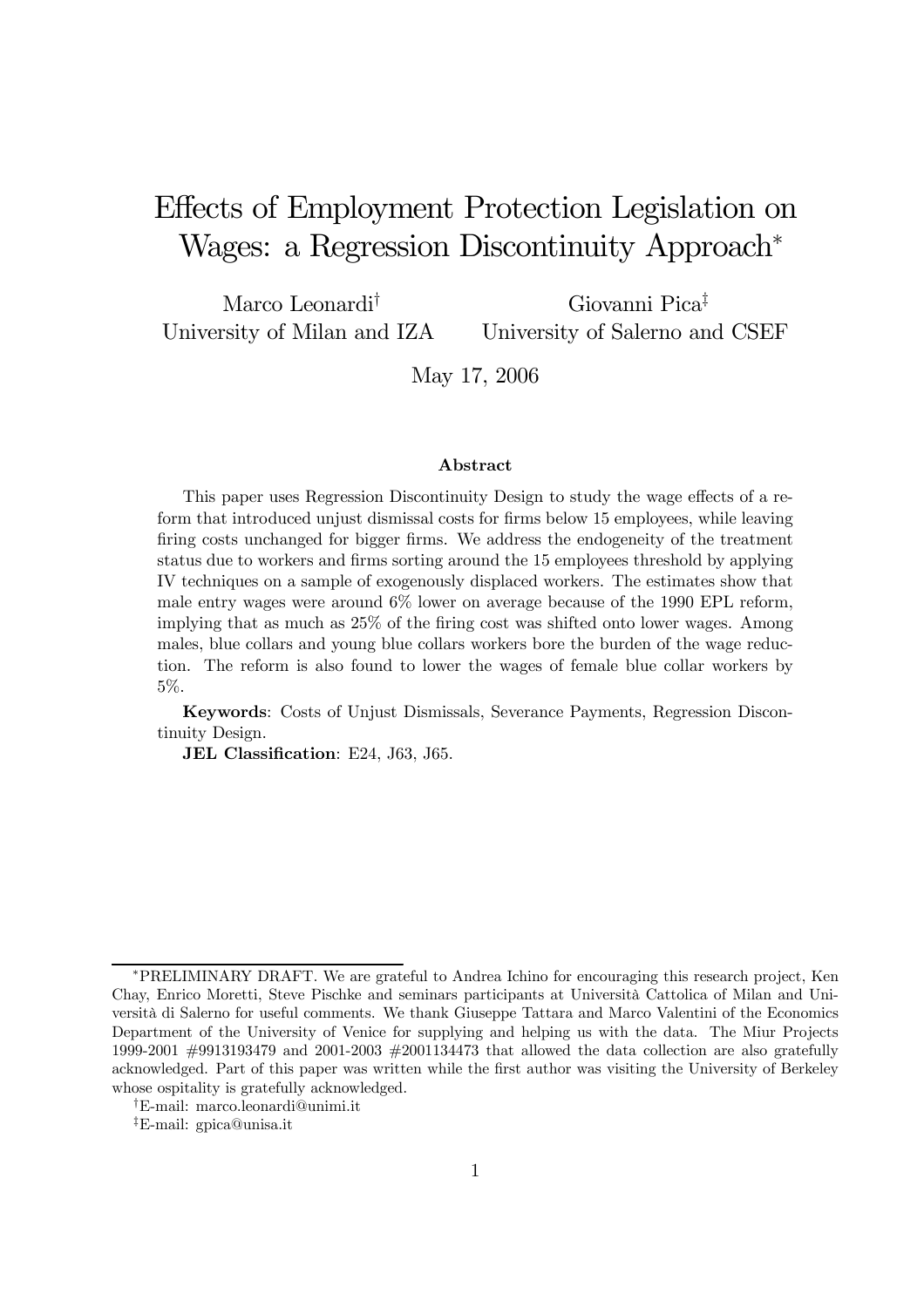# Effects of Employment Protection Legislation on Wages: a Regression Discontinuity Approach*

Marco Leonardi[†]
University of Milan and IZA

Giovanni Pica[‡]
University of Salerno and CSEF

May 17, 2006

### Abstract

This paper uses Regression Discontinuity Design to study the wage effects of a reform that introduced unjust dismissal costs for firms below 15 employees, while leaving firing costs unchanged for bigger firms. We address the endogeneity of the treatment status due to workers and firms sorting around the 15 employees threshold by applying IV techniques on a sample of exogenously displaced workers. The estimates show that male entry wages were around 6% lower on average because of the 1990 EPL reform, implying that as much as 25% of the firing cost was shifted onto lower wages. Among males, blue collars and young blue collars workers bore the burden of the wage reduction. The reform is also found to lower the wages of female blue collar workers by 5%.

**Keywords**: Costs of Unjust Dismissals, Severance Payments, Regression Discontinuity Design.

**JEL Classification**: E24, J63, J65.

---

*PRELIMINARY DRAFT. We are grateful to Andrea Ichino for encouraging this research project, Ken Chay, Enrico Moretti, Steve Pischke and seminars participants at Università Cattolica of Milan and Università di Salerno for useful comments. We thank Giuseppe Tattara and Marco Valentini of the Economics Department of the University of Venice for supplying and helping us with the data. The Miur Projects 1999-2001 #9913193479 and 2001-2003 #2001134473 that allowed the data collection are also gratefully acknowledged. Part of this paper was written while the first author was visiting the University of Berkeley whose ospitality is gratefully acknowledged.

[†]E-mail: marco.leonardi@unimi.it

[‡]E-mail: gpica@unisa.it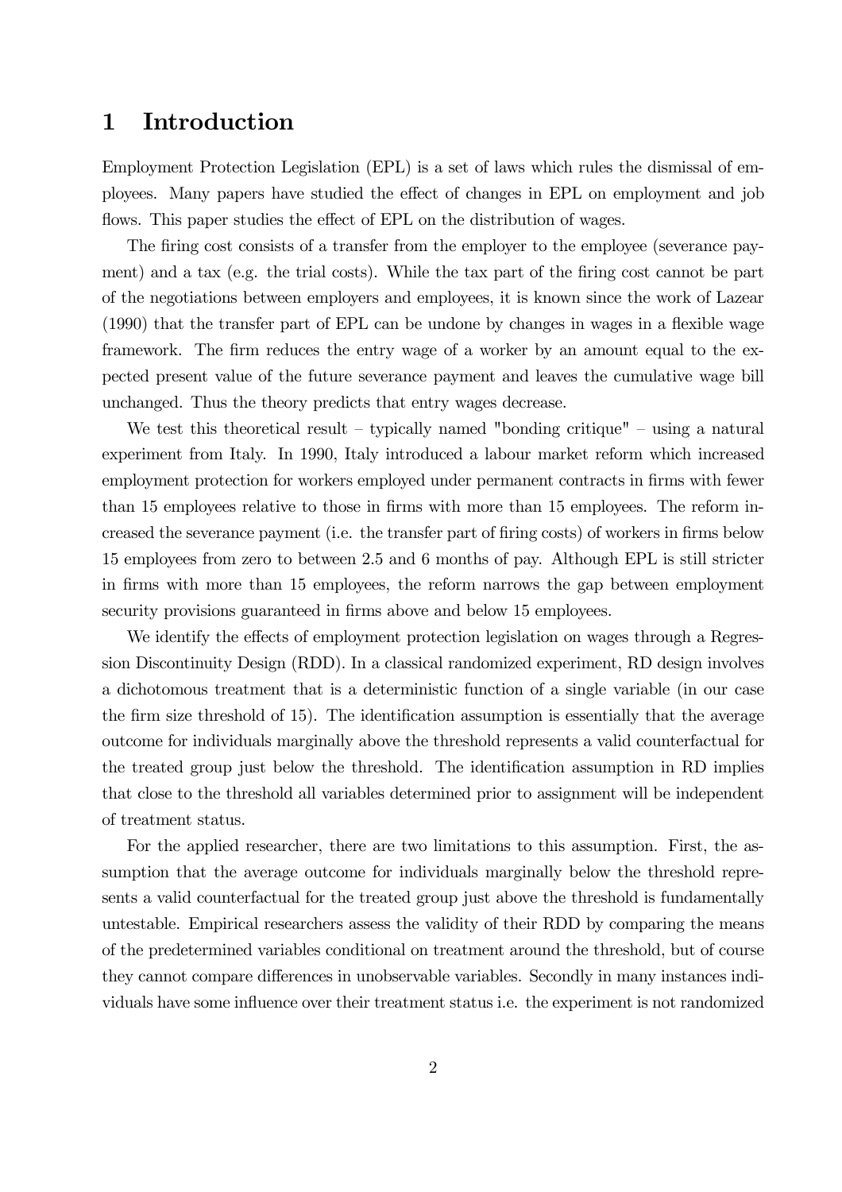# 1 Introduction

Employment Protection Legislation (EPL) is a set of laws which rules the dismissal of employees. Many papers have studied the effect of changes in EPL on employment and job flows. This paper studies the effect of EPL on the distribution of wages.

The firing cost consists of a transfer from the employer to the employee (severance payment) and a tax (e.g. the trial costs). While the tax part of the firing cost cannot be part of the negotiations between employers and employees, it is known since the work of Lazear (1990) that the transfer part of EPL can be undone by changes in wages in a flexible wage framework. The firm reduces the entry wage of a worker by an amount equal to the expected present value of the future severance payment and leaves the cumulative wage bill unchanged. Thus the theory predicts that entry wages decrease.

We test this theoretical result – typically named "bonding critique" – using a natural experiment from Italy. In 1990, Italy introduced a labour market reform which increased employment protection for workers employed under permanent contracts in firms with fewer than 15 employees relative to those in firms with more than 15 employees. The reform increased the severance payment (i.e. the transfer part of firing costs) of workers in firms below 15 employees from zero to between 2.5 and 6 months of pay. Although EPL is still stricter in firms with more than 15 employees, the reform narrows the gap between employment security provisions guaranteed in firms above and below 15 employees.

We identify the effects of employment protection legislation on wages through a Regression Discontinuity Design (RDD). In a classical randomized experiment, RD design involves a dichotomous treatment that is a deterministic function of a single variable (in our case the firm size threshold of 15). The identification assumption is essentially that the average outcome for individuals marginally above the threshold represents a valid counterfactual for the treated group just below the threshold. The identification assumption in RD implies that close to the threshold all variables determined prior to assignment will be independent of treatment status.

For the applied researcher, there are two limitations to this assumption. First, the assumption that the average outcome for individuals marginally below the threshold represents a valid counterfactual for the treated group just above the threshold is fundamentally untestable. Empirical researchers assess the validity of their RDD by comparing the means of the predetermined variables conditional on treatment around the threshold, but of course they cannot compare differences in unobservable variables. Secondly in many instances individuals have some influence over their treatment status i.e. the experiment is not randomized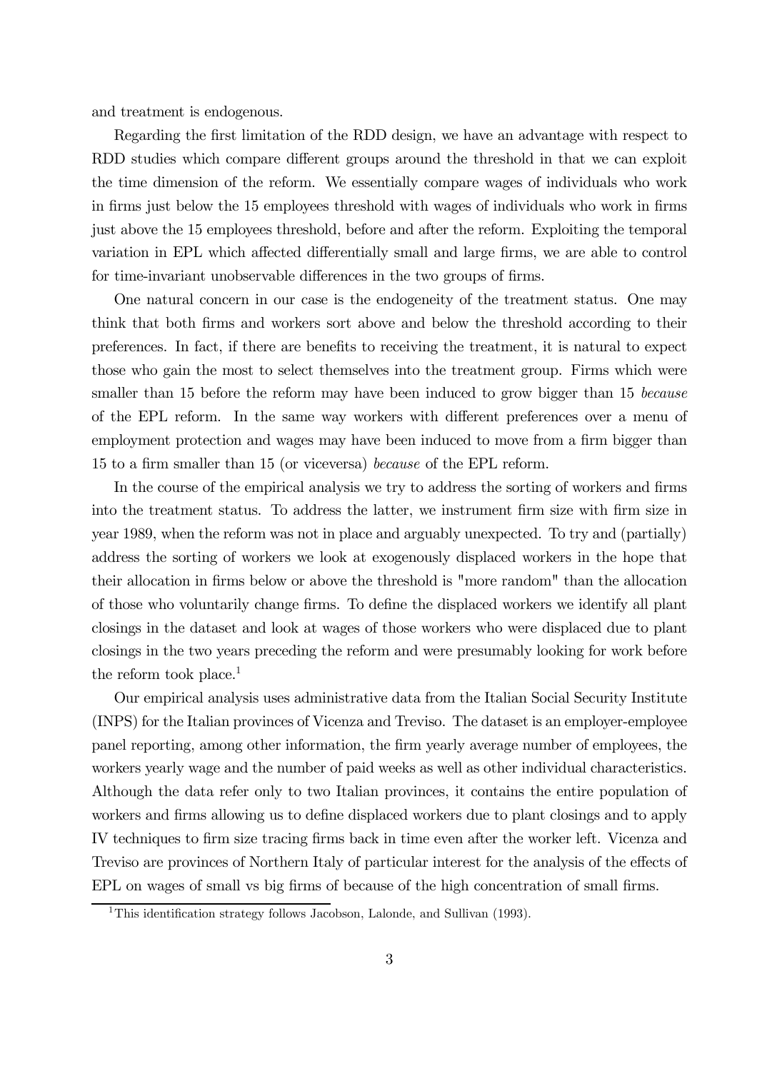and treatment is endogenous.

Regarding the first limitation of the RDD design, we have an advantage with respect to RDD studies which compare different groups around the threshold in that we can exploit the time dimension of the reform. We essentially compare wages of individuals who work in firms just below the 15 employees threshold with wages of individuals who work in firms just above the 15 employees threshold, before and after the reform. Exploiting the temporal variation in EPL which affected differentially small and large firms, we are able to control for time-invariant unobservable differences in the two groups of firms.

One natural concern in our case is the endogeneity of the treatment status. One may think that both firms and workers sort above and below the threshold according to their preferences. In fact, if there are benefits to receiving the treatment, it is natural to expect those who gain the most to select themselves into the treatment group. Firms which were smaller than 15 before the reform may have been induced to grow bigger than 15 *because* of the EPL reform. In the same way workers with different preferences over a menu of employment protection and wages may have been induced to move from a firm bigger than 15 to a firm smaller than 15 (or viceversa) *because* of the EPL reform.

In the course of the empirical analysis we try to address the sorting of workers and firms into the treatment status. To address the latter, we instrument firm size with firm size in year 1989, when the reform was not in place and arguably unexpected. To try and (partially) address the sorting of workers we look at exogenously displaced workers in the hope that their allocation in firms below or above the threshold is "more random" than the allocation of those who voluntarily change firms. To define the displaced workers we identify all plant closings in the dataset and look at wages of those workers who were displaced due to plant closings in the two years preceding the reform and were presumably looking for work before the reform took place.[1]

Our empirical analysis uses administrative data from the Italian Social Security Institute (INPS) for the Italian provinces of Vicenza and Treviso. The dataset is an employer-employee panel reporting, among other information, the firm yearly average number of employees, the workers yearly wage and the number of paid weeks as well as other individual characteristics. Although the data refer only to two Italian provinces, it contains the entire population of workers and firms allowing us to define displaced workers due to plant closings and to apply IV techniques to firm size tracing firms back in time even after the worker left. Vicenza and Treviso are provinces of Northern Italy of particular interest for the analysis of the effects of EPL on wages of small vs big firms of because of the high concentration of small firms.

[1] This identification strategy follows Jacobson, Lalonde, and Sullivan (1993).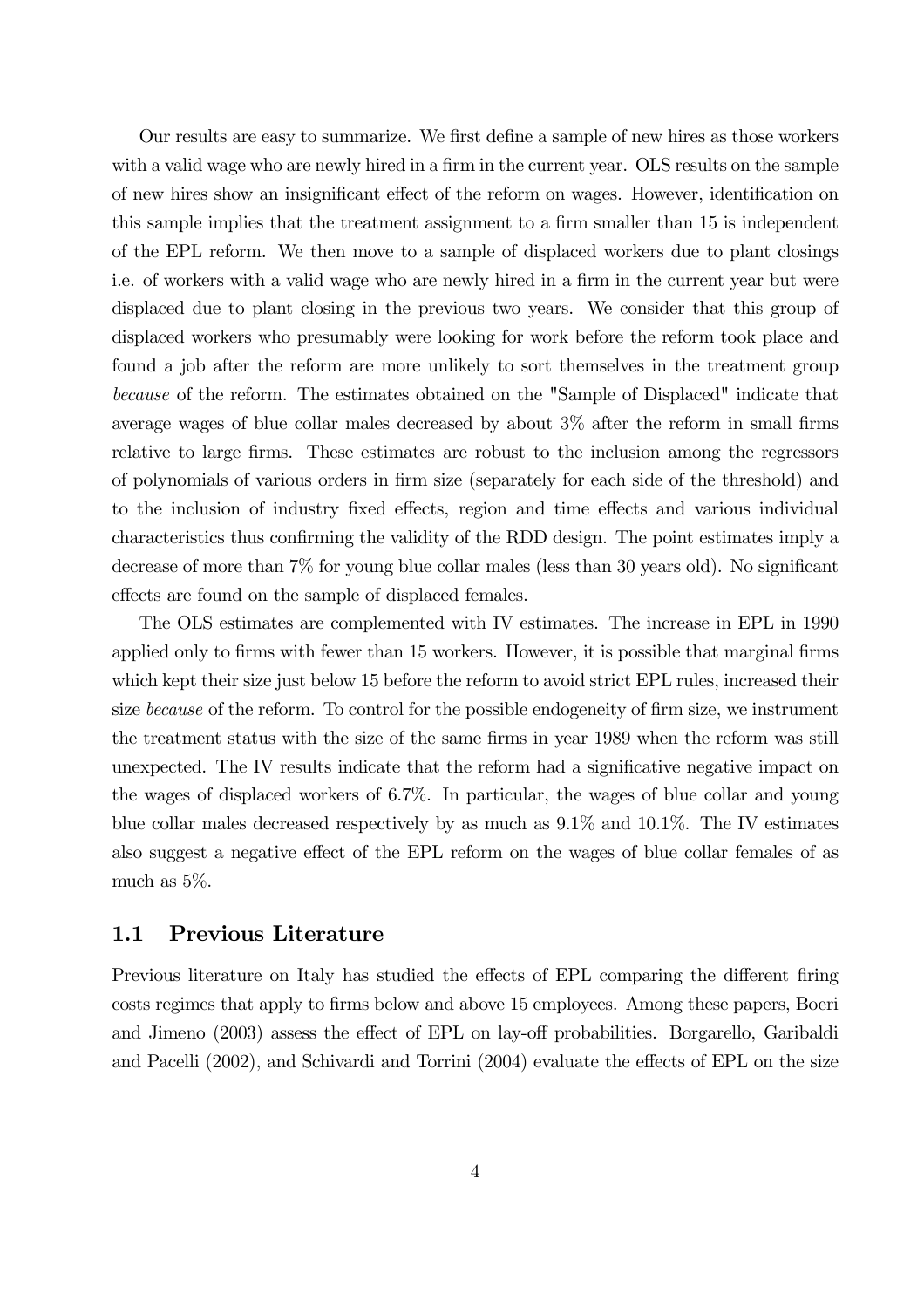Our results are easy to summarize. We first define a sample of new hires as those workers with a valid wage who are newly hired in a firm in the current year. OLS results on the sample of new hires show an insignificant effect of the reform on wages. However, identification on this sample implies that the treatment assignment to a firm smaller than 15 is independent of the EPL reform. We then move to a sample of displaced workers due to plant closings i.e. of workers with a valid wage who are newly hired in a firm in the current year but were displaced due to plant closing in the previous two years. We consider that this group of displaced workers who presumably were looking for work before the reform took place and found a job after the reform are more unlikely to sort themselves in the treatment group *because* of the reform. The estimates obtained on the "Sample of Displaced" indicate that average wages of blue collar males decreased by about 3% after the reform in small firms relative to large firms. These estimates are robust to the inclusion among the regressors of polynomials of various orders in firm size (separately for each side of the threshold) and to the inclusion of industry fixed effects, region and time effects and various individual characteristics thus confirming the validity of the RDD design. The point estimates imply a decrease of more than 7% for young blue collar males (less than 30 years old). No significant effects are found on the sample of displaced females.

The OLS estimates are complemented with IV estimates. The increase in EPL in 1990 applied only to firms with fewer than 15 workers. However, it is possible that marginal firms which kept their size just below 15 before the reform to avoid strict EPL rules, increased their size *because* of the reform. To control for the possible endogeneity of firm size, we instrument the treatment status with the size of the same firms in year 1989 when the reform was still unexpected. The IV results indicate that the reform had a significative negative impact on the wages of displaced workers of 6.7%. In particular, the wages of blue collar and young blue collar males decreased respectively by as much as 9.1% and 10.1%. The IV estimates also suggest a negative effect of the EPL reform on the wages of blue collar females of as much as 5%.

## 1.1 Previous Literature

Previous literature on Italy has studied the effects of EPL comparing the different firing costs regimes that apply to firms below and above 15 employees. Among these papers, Boeri and Jimeno (2003) assess the effect of EPL on lay-off probabilities. Borgarello, Garibaldi and Pacelli (2002), and Schivardi and Torrini (2004) evaluate the effects of EPL on the size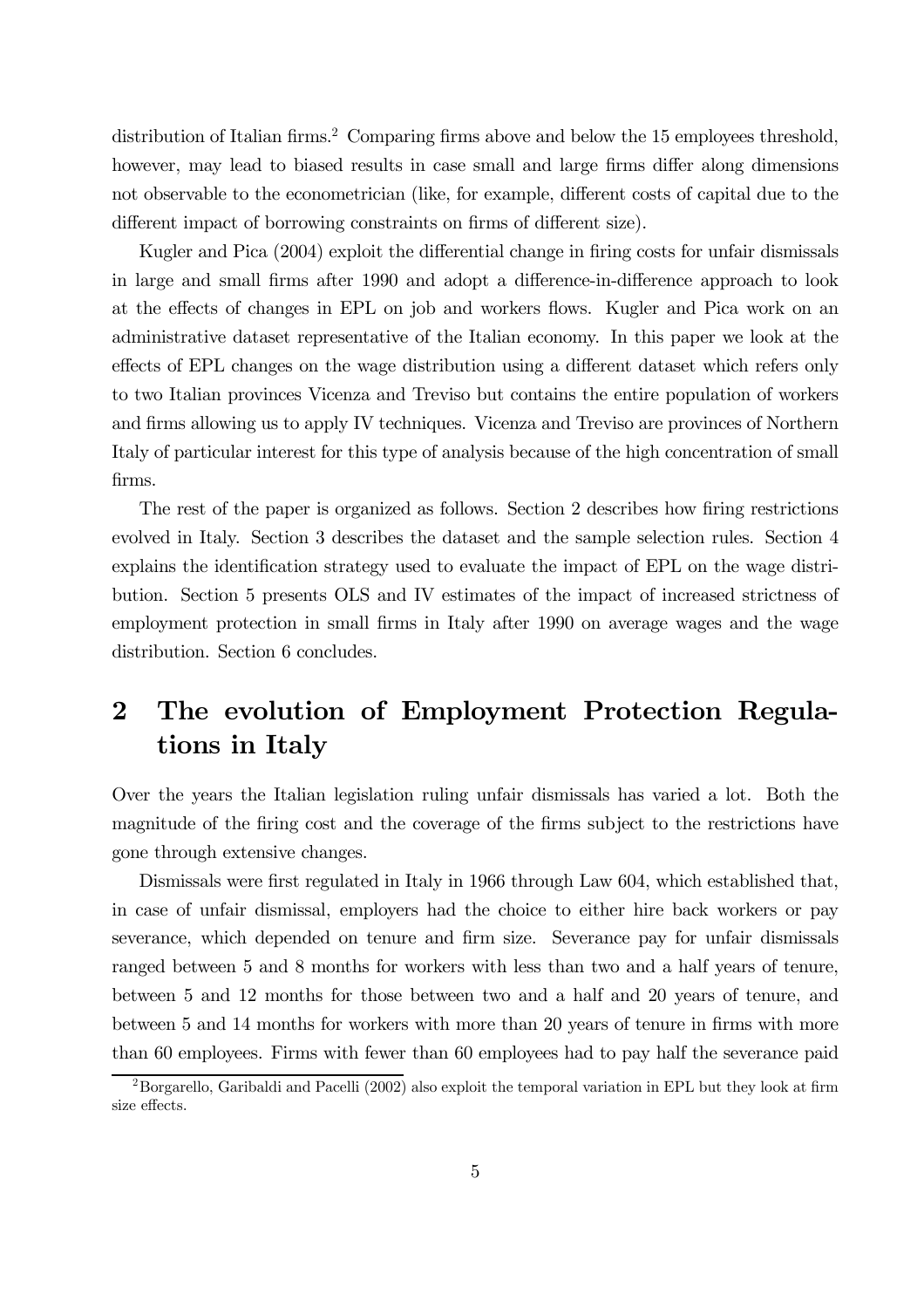distribution of Italian firms.[2] Comparing firms above and below the 15 employees threshold, however, may lead to biased results in case small and large firms differ along dimensions not observable to the econometrician (like, for example, different costs of capital due to the different impact of borrowing constraints on firms of different size).

Kugler and Pica (2004) exploit the differential change in firing costs for unfair dismissals in large and small firms after 1990 and adopt a difference-in-difference approach to look at the effects of changes in EPL on job and workers flows. Kugler and Pica work on an administrative dataset representative of the Italian economy. In this paper we look at the effects of EPL changes on the wage distribution using a different dataset which refers only to two Italian provinces Vicenza and Treviso but contains the entire population of workers and firms allowing us to apply IV techniques. Vicenza and Treviso are provinces of Northern Italy of particular interest for this type of analysis because of the high concentration of small firms.

The rest of the paper is organized as follows. Section 2 describes how firing restrictions evolved in Italy. Section 3 describes the dataset and the sample selection rules. Section 4 explains the identification strategy used to evaluate the impact of EPL on the wage distribution. Section 5 presents OLS and IV estimates of the impact of increased strictness of employment protection in small firms in Italy after 1990 on average wages and the wage distribution. Section 6 concludes.

## 2 The evolution of Employment Protection Regulations in Italy

Over the years the Italian legislation ruling unfair dismissals has varied a lot. Both the magnitude of the firing cost and the coverage of the firms subject to the restrictions have gone through extensive changes.

Dismissals were first regulated in Italy in 1966 through Law 604, which established that, in case of unfair dismissal, employers had the choice to either hire back workers or pay severance, which depended on tenure and firm size. Severance pay for unfair dismissals ranged between 5 and 8 months for workers with less than two and a half years of tenure, between 5 and 12 months for those between two and a half and 20 years of tenure, and between 5 and 14 months for workers with more than 20 years of tenure in firms with more than 60 employees. Firms with fewer than 60 employees had to pay half the severance paid

[2] Borgarello, Garibaldi and Pacelli (2002) also exploit the temporal variation in EPL but they look at firm size effects.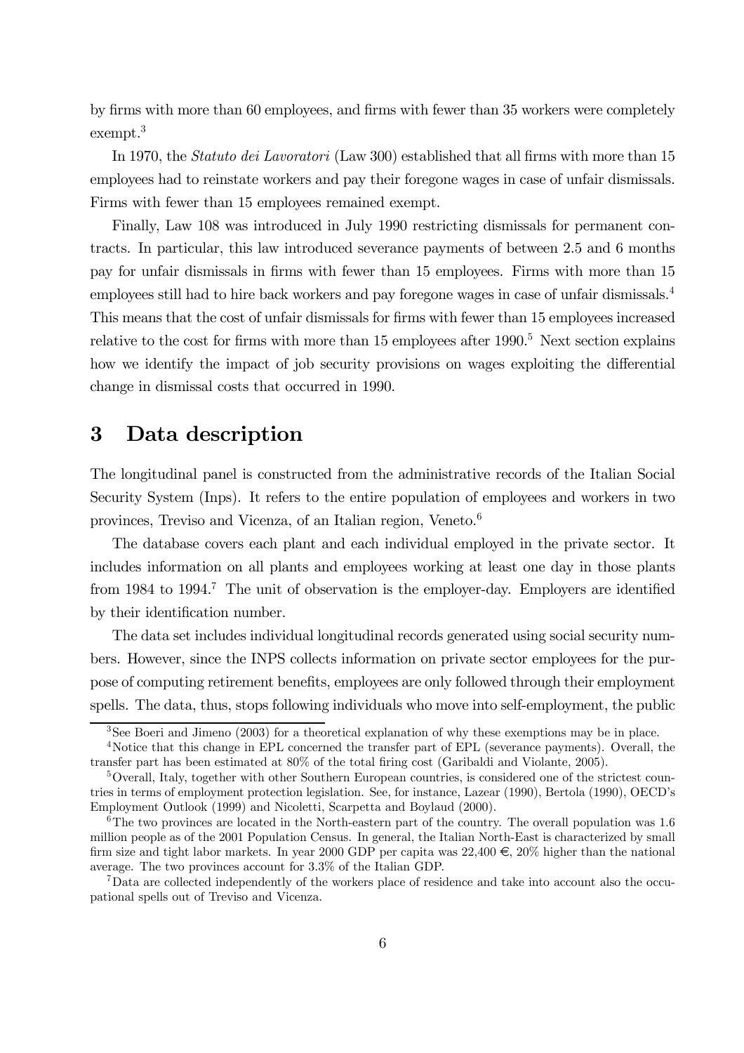by firms with more than 60 employees, and firms with fewer than 35 workers were completely exempt.[3]

In 1970, the *Statuto dei Lavoratori* (Law 300) established that all firms with more than 15 employees had to reinstate workers and pay their foregone wages in case of unfair dismissals. Firms with fewer than 15 employees remained exempt.

Finally, Law 108 was introduced in July 1990 restricting dismissals for permanent contracts. In particular, this law introduced severance payments of between 2.5 and 6 months pay for unfair dismissals in firms with fewer than 15 employees. Firms with more than 15 employees still had to hire back workers and pay foregone wages in case of unfair dismissals.[4] This means that the cost of unfair dismissals for firms with fewer than 15 employees increased relative to the cost for firms with more than 15 employees after 1990.[5] Next section explains how we identify the impact of job security provisions on wages exploiting the differential change in dismissal costs that occurred in 1990.

# 3 Data description

The longitudinal panel is constructed from the administrative records of the Italian Social Security System (Inps). It refers to the entire population of employees and workers in two provinces, Treviso and Vicenza, of an Italian region, Veneto.[6]

The database covers each plant and each individual employed in the private sector. It includes information on all plants and employees working at least one day in those plants from 1984 to 1994.[7] The unit of observation is the employer-day. Employers are identified by their identification number.

The data set includes individual longitudinal records generated using social security numbers. However, since the INPS collects information on private sector employees for the purpose of computing retirement benefits, employees are only followed through their employment spells. The data, thus, stops following individuals who move into self-employment, the public

---

[3] See Boeri and Jimeno (2003) for a theoretical explanation of why these exemptions may be in place.

[4] Notice that this change in EPL concerned the transfer part of EPL (severance payments). Overall, the transfer part has been estimated at 80% of the total firing cost (Garibaldi and Violante, 2005).

[5] Overall, Italy, together with other Southern European countries, is considered one of the strictest countries in terms of employment protection legislation. See, for instance, Lazear (1990), Bertola (1990), OECD's Employment Outlook (1999) and Nicoletti, Scarpetta and Boylaud (2000).

[6] The two provinces are located in the North-eastern part of the country. The overall population was 1.6 million people as of the 2001 Population Census. In general, the Italian North-East is characterized by small firm size and tight labor markets. In year 2000 GDP per capita was 22,400 €, 20% higher than the national average. The two provinces account for 3.3% of the Italian GDP.

[7] Data are collected independently of the workers place of residence and take into account also the occupational spells out of Treviso and Vicenza.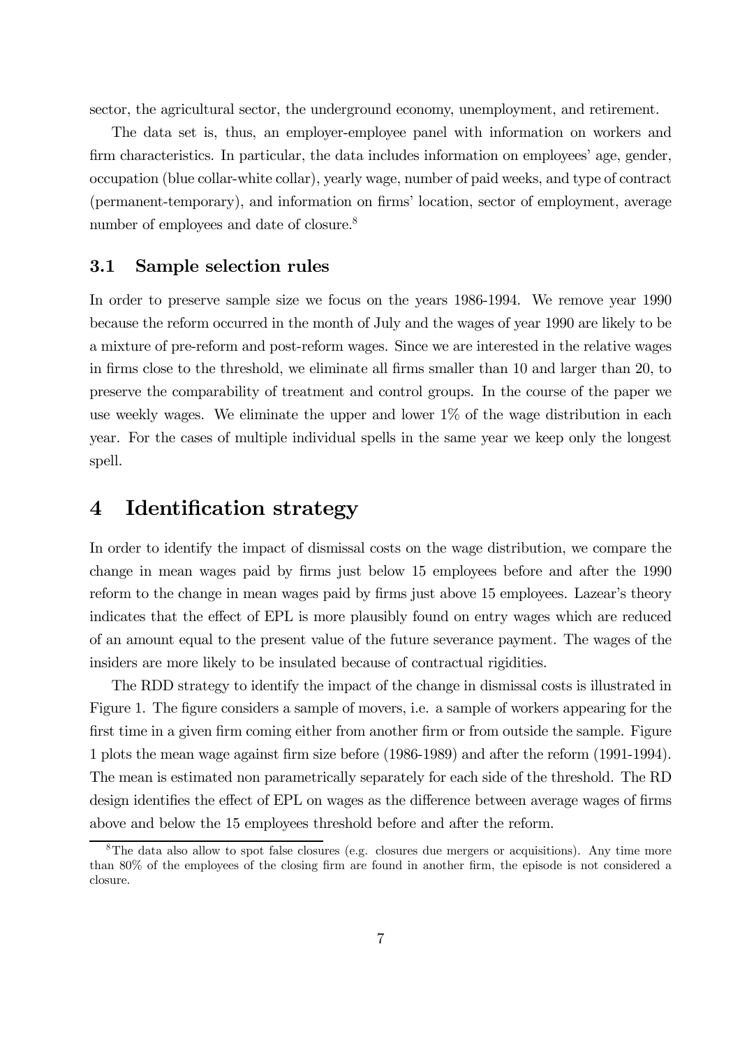sector, the agricultural sector, the underground economy, unemployment, and retirement.

The data set is, thus, an employer-employee panel with information on workers and firm characteristics. In particular, the data includes information on employees' age, gender, occupation (blue collar-white collar), yearly wage, number of paid weeks, and type of contract (permanent-temporary), and information on firms' location, sector of employment, average number of employees and date of closure.[8]

## 3.1 Sample selection rules

In order to preserve sample size we focus on the years 1986-1994. We remove year 1990 because the reform occurred in the month of July and the wages of year 1990 are likely to be a mixture of pre-reform and post-reform wages. Since we are interested in the relative wages in firms close to the threshold, we eliminate all firms smaller than 10 and larger than 20, to preserve the comparability of treatment and control groups. In the course of the paper we use weekly wages. We eliminate the upper and lower 1% of the wage distribution in each year. For the cases of multiple individual spells in the same year we keep only the longest spell.

# 4 Identification strategy

In order to identify the impact of dismissal costs on the wage distribution, we compare the change in mean wages paid by firms just below 15 employees before and after the 1990 reform to the change in mean wages paid by firms just above 15 employees. Lazear's theory indicates that the effect of EPL is more plausibly found on entry wages which are reduced of an amount equal to the present value of the future severance payment. The wages of the insiders are more likely to be insulated because of contractual rigidities.

The RDD strategy to identify the impact of the change in dismissal costs is illustrated in Figure 1. The figure considers a sample of movers, i.e. a sample of workers appearing for the first time in a given firm coming either from another firm or from outside the sample. Figure 1 plots the mean wage against firm size before (1986-1989) and after the reform (1991-1994). The mean is estimated non parametrically separately for each side of the threshold. The RD design identifies the effect of EPL on wages as the difference between average wages of firms above and below the 15 employees threshold before and after the reform.

[8] The data also allow to spot false closures (e.g. closures due mergers or acquisitions). Any time more than 80% of the employees of the closing firm are found in another firm, the episode is not considered a closure.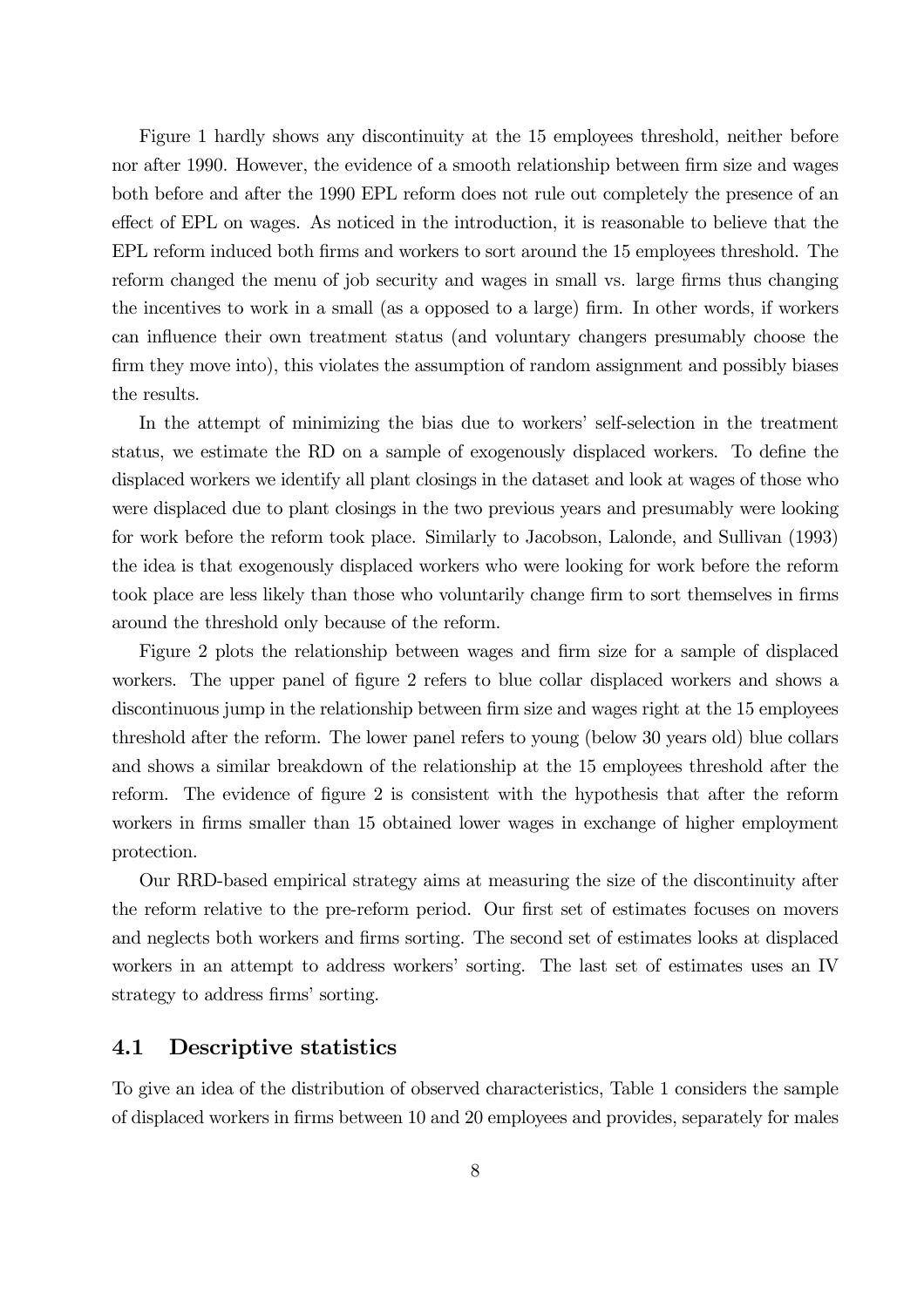Figure 1 hardly shows any discontinuity at the 15 employees threshold, neither before nor after 1990. However, the evidence of a smooth relationship between firm size and wages both before and after the 1990 EPL reform does not rule out completely the presence of an effect of EPL on wages. As noticed in the introduction, it is reasonable to believe that the EPL reform induced both firms and workers to sort around the 15 employees threshold. The reform changed the menu of job security and wages in small vs. large firms thus changing the incentives to work in a small (as a opposed to a large) firm. In other words, if workers can influence their own treatment status (and voluntary changers presumably choose the firm they move into), this violates the assumption of random assignment and possibly biases the results.

In the attempt of minimizing the bias due to workers' self-selection in the treatment status, we estimate the RD on a sample of exogenously displaced workers. To define the displaced workers we identify all plant closings in the dataset and look at wages of those who were displaced due to plant closings in the two previous years and presumably were looking for work before the reform took place. Similarly to Jacobson, Lalonde, and Sullivan (1993) the idea is that exogenously displaced workers who were looking for work before the reform took place are less likely than those who voluntarily change firm to sort themselves in firms around the threshold only because of the reform.

Figure 2 plots the relationship between wages and firm size for a sample of displaced workers. The upper panel of figure 2 refers to blue collar displaced workers and shows a discontinuous jump in the relationship between firm size and wages right at the 15 employees threshold after the reform. The lower panel refers to young (below 30 years old) blue collars and shows a similar breakdown of the relationship at the 15 employees threshold after the reform. The evidence of figure 2 is consistent with the hypothesis that after the reform workers in firms smaller than 15 obtained lower wages in exchange of higher employment protection.

Our RRD-based empirical strategy aims at measuring the size of the discontinuity after the reform relative to the pre-reform period. Our first set of estimates focuses on movers and neglects both workers and firms sorting. The second set of estimates looks at displaced workers in an attempt to address workers' sorting. The last set of estimates uses an IV strategy to address firms' sorting.

### 4.1 Descriptive statistics

To give an idea of the distribution of observed characteristics, Table 1 considers the sample of displaced workers in firms between 10 and 20 employees and provides, separately for males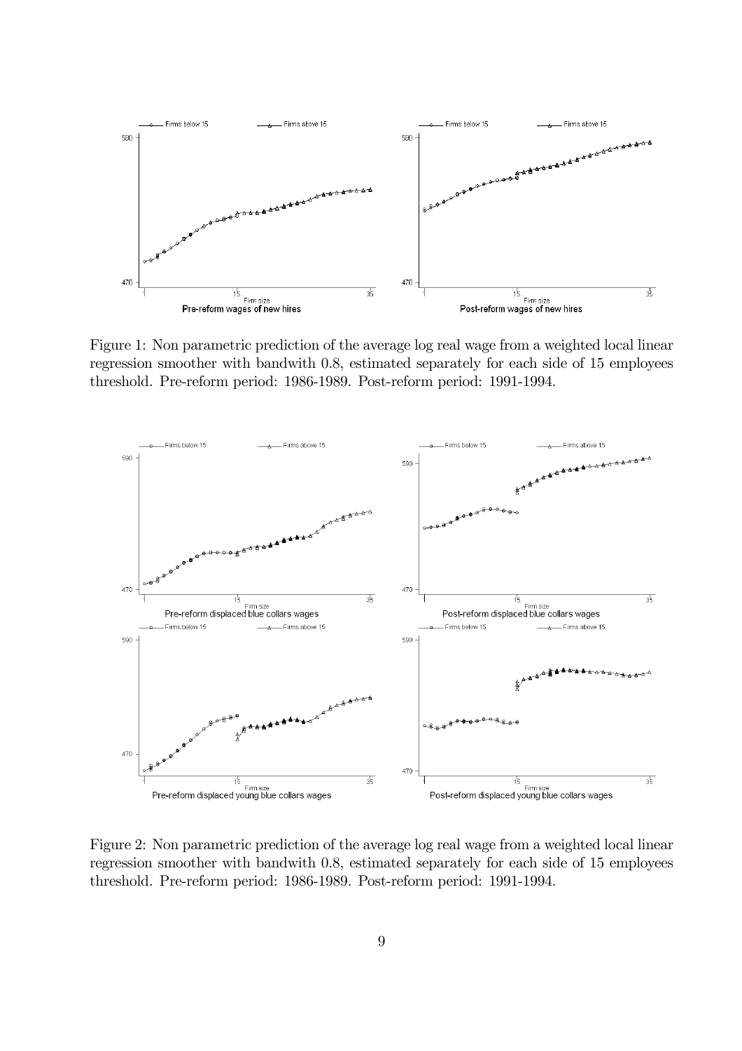Figure 1: Non parametric prediction of the average log real wage from a weighted local linear regression smoother with bandwith 0.8, estimated separately for each side of 15 employees threshold. Pre-reform period: 1986-1989. Post-reform period: 1991-1994.

Figure 2: Non parametric prediction of the average log real wage from a weighted local linear regression smoother with bandwith 0.8, estimated separately for each side of 15 employees threshold. Pre-reform period: 1986-1989. Post-reform period: 1991-1994.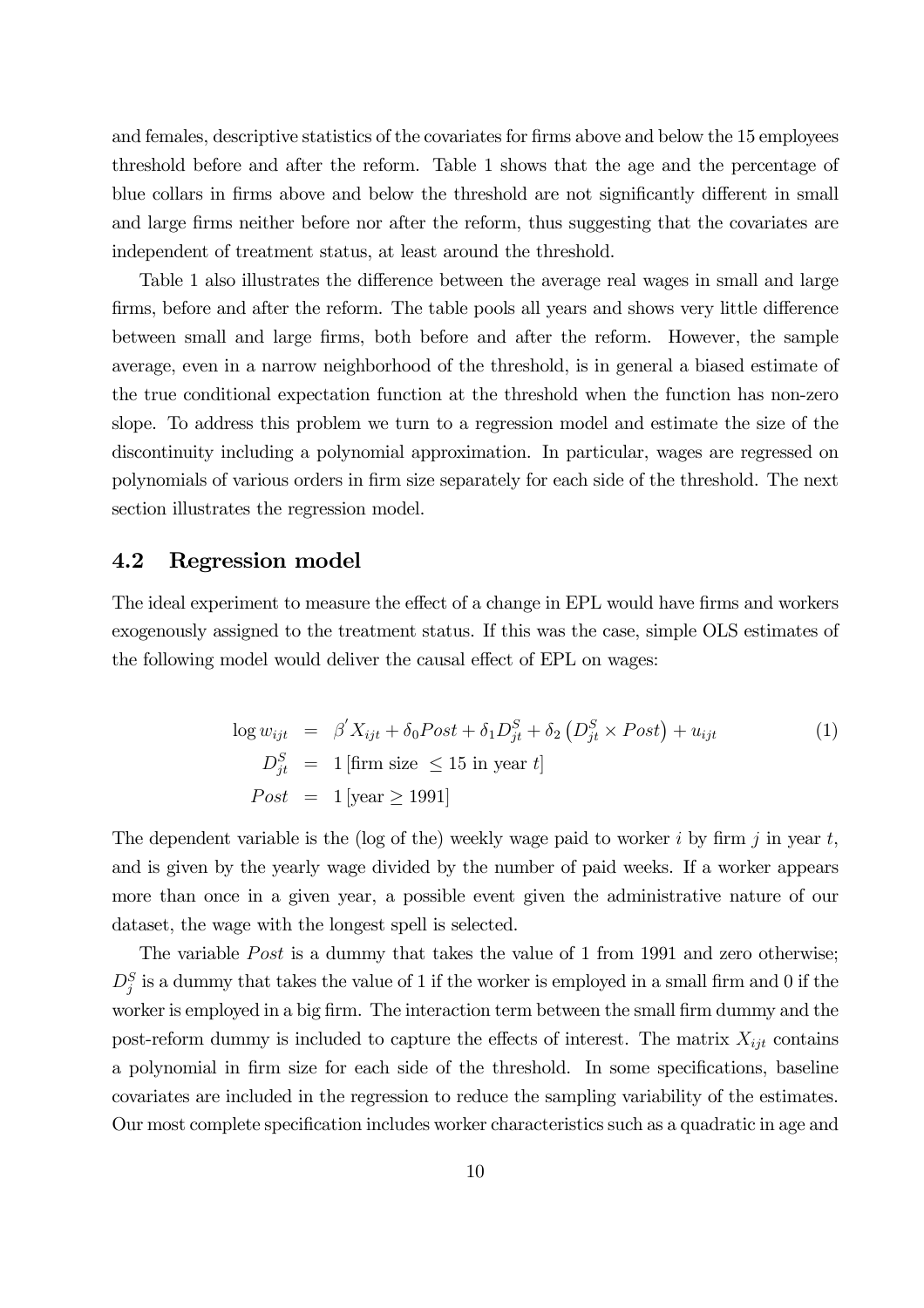and females, descriptive statistics of the covariates for firms above and below the 15 employees threshold before and after the reform. Table 1 shows that the age and the percentage of blue collars in firms above and below the threshold are not significantly different in small and large firms neither before nor after the reform, thus suggesting that the covariates are independent of treatment status, at least around the threshold.

Table 1 also illustrates the difference between the average real wages in small and large firms, before and after the reform. The table pools all years and shows very little difference between small and large firms, both before and after the reform. However, the sample average, even in a narrow neighborhood of the threshold, is in general a biased estimate of the true conditional expectation function at the threshold when the function has non-zero slope. To address this problem we turn to a regression model and estimate the size of the discontinuity including a polynomial approximation. In particular, wages are regressed on polynomials of various orders in firm size separately for each side of the threshold. The next section illustrates the regression model.

## 4.2 Regression model

The ideal experiment to measure the effect of a change in EPL would have firms and workers exogenously assigned to the treatment status. If this was the case, simple OLS estimates of the following model would deliver the causal effect of EPL on wages:

$$
\begin{aligned}
\log w_{ijt} &= \beta' X_{ijt} + \delta_0 Post + \delta_1 D_{jt}^S + \delta_2 \left(D_{jt}^S \times Post\right) + u_{ijt} \qquad (1) \\
D_{jt}^S &= 1\left[\text{firm size } \leq 15 \text{ in year } t\right] \\
Post &= 1\left[\text{year} \geq 1991\right]
\end{aligned}
$$

The dependent variable is the (log of the) weekly wage paid to worker $i$ by firm $j$ in year $t$, and is given by the yearly wage divided by the number of paid weeks. If a worker appears more than once in a given year, a possible event given the administrative nature of our dataset, the wage with the longest spell is selected.

The variable $Post$ is a dummy that takes the value of 1 from 1991 and zero otherwise; $D_j^S$ is a dummy that takes the value of 1 if the worker is employed in a small firm and 0 if the worker is employed in a big firm. The interaction term between the small firm dummy and the post-reform dummy is included to capture the effects of interest. The matrix $X_{ijt}$ contains a polynomial in firm size for each side of the threshold. In some specifications, baseline covariates are included in the regression to reduce the sampling variability of the estimates. Our most complete specification includes worker characteristics such as a quadratic in age and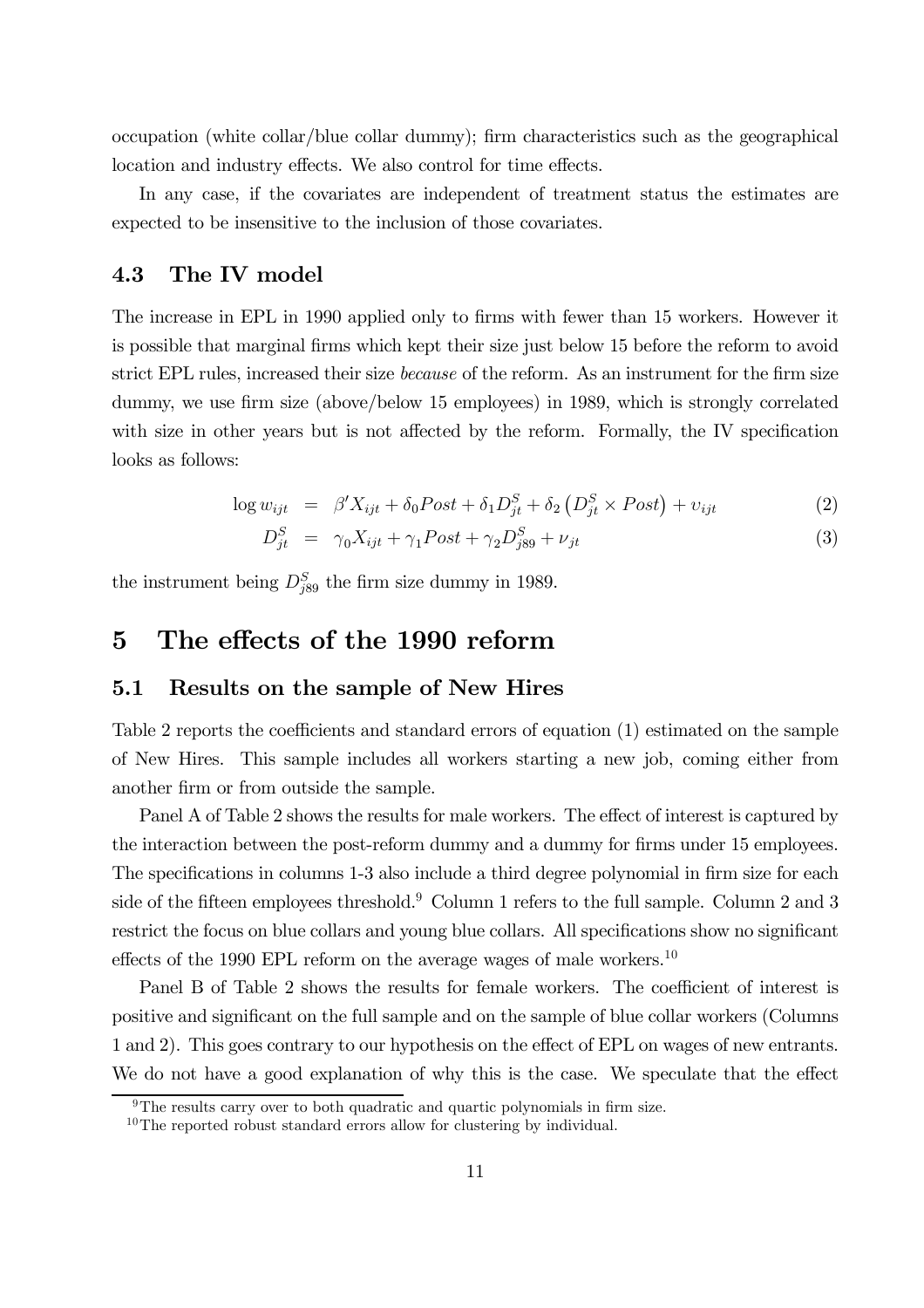occupation (white collar/blue collar dummy); firm characteristics such as the geographical location and industry effects. We also control for time effects.

In any case, if the covariates are independent of treatment status the estimates are expected to be insensitive to the inclusion of those covariates.

### 4.3 The IV model

The increase in EPL in 1990 applied only to firms with fewer than 15 workers. However it is possible that marginal firms which kept their size just below 15 before the reform to avoid strict EPL rules, increased their size *because* of the reform. As an instrument for the firm size dummy, we use firm size (above/below 15 employees) in 1989, which is strongly correlated with size in other years but is not affected by the reform. Formally, the IV specification looks as follows:

$$\log w_{ijt} = \beta' X_{ijt} + \delta_0 Post + \delta_1 D_{jt}^S + \delta_2 \left( D_{jt}^S \times Post \right) + \upsilon_{ijt} \tag{2}$$

$$D_{jt}^S = \gamma_0 X_{ijt} + \gamma_1 Post + \gamma_2 D_{j89}^S + \nu_{jt} \tag{3}$$

the instrument being $D_{j89}^S$ the firm size dummy in 1989.

## 5 The effects of the 1990 reform

### 5.1 Results on the sample of New Hires

Table 2 reports the coefficients and standard errors of equation (1) estimated on the sample of New Hires. This sample includes all workers starting a new job, coming either from another firm or from outside the sample.

Panel A of Table 2 shows the results for male workers. The effect of interest is captured by the interaction between the post-reform dummy and a dummy for firms under 15 employees. The specifications in columns 1-3 also include a third degree polynomial in firm size for each side of the fifteen employees threshold.[9] Column 1 refers to the full sample. Column 2 and 3 restrict the focus on blue collars and young blue collars. All specifications show no significant effects of the 1990 EPL reform on the average wages of male workers.[10]

Panel B of Table 2 shows the results for female workers. The coefficient of interest is positive and significant on the full sample and on the sample of blue collar workers (Columns 1 and 2). This goes contrary to our hypothesis on the effect of EPL on wages of new entrants. We do not have a good explanation of why this is the case. We speculate that the effect

[9] The results carry over to both quadratic and quartic polynomials in firm size.

[10] The reported robust standard errors allow for clustering by individual.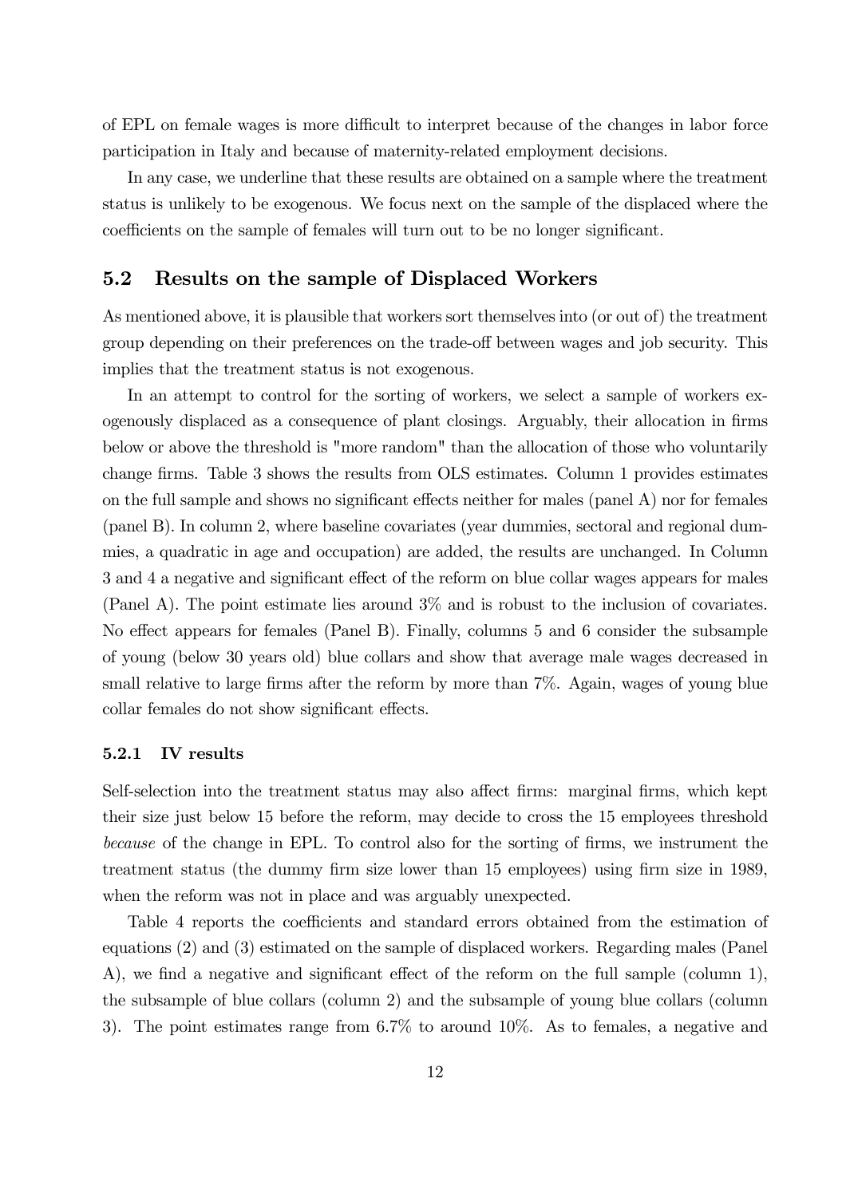of EPL on female wages is more difficult to interpret because of the changes in labor force participation in Italy and because of maternity-related employment decisions.

In any case, we underline that these results are obtained on a sample where the treatment status is unlikely to be exogenous. We focus next on the sample of the displaced where the coefficients on the sample of females will turn out to be no longer significant.

## 5.2 Results on the sample of Displaced Workers

As mentioned above, it is plausible that workers sort themselves into (or out of) the treatment group depending on their preferences on the trade-off between wages and job security. This implies that the treatment status is not exogenous.

In an attempt to control for the sorting of workers, we select a sample of workers exogenously displaced as a consequence of plant closings. Arguably, their allocation in firms below or above the threshold is "more random" than the allocation of those who voluntarily change firms. Table 3 shows the results from OLS estimates. Column 1 provides estimates on the full sample and shows no significant effects neither for males (panel A) nor for females (panel B). In column 2, where baseline covariates (year dummies, sectoral and regional dummies, a quadratic in age and occupation) are added, the results are unchanged. In Column 3 and 4 a negative and significant effect of the reform on blue collar wages appears for males (Panel A). The point estimate lies around 3% and is robust to the inclusion of covariates. No effect appears for females (Panel B). Finally, columns 5 and 6 consider the subsample of young (below 30 years old) blue collars and show that average male wages decreased in small relative to large firms after the reform by more than 7%. Again, wages of young blue collar females do not show significant effects.

### 5.2.1 IV results

Self-selection into the treatment status may also affect firms: marginal firms, which kept their size just below 15 before the reform, may decide to cross the 15 employees threshold *because* of the change in EPL. To control also for the sorting of firms, we instrument the treatment status (the dummy firm size lower than 15 employees) using firm size in 1989, when the reform was not in place and was arguably unexpected.

Table 4 reports the coefficients and standard errors obtained from the estimation of equations (2) and (3) estimated on the sample of displaced workers. Regarding males (Panel A), we find a negative and significant effect of the reform on the full sample (column 1), the subsample of blue collars (column 2) and the subsample of young blue collars (column 3). The point estimates range from 6.7% to around 10%. As to females, a negative and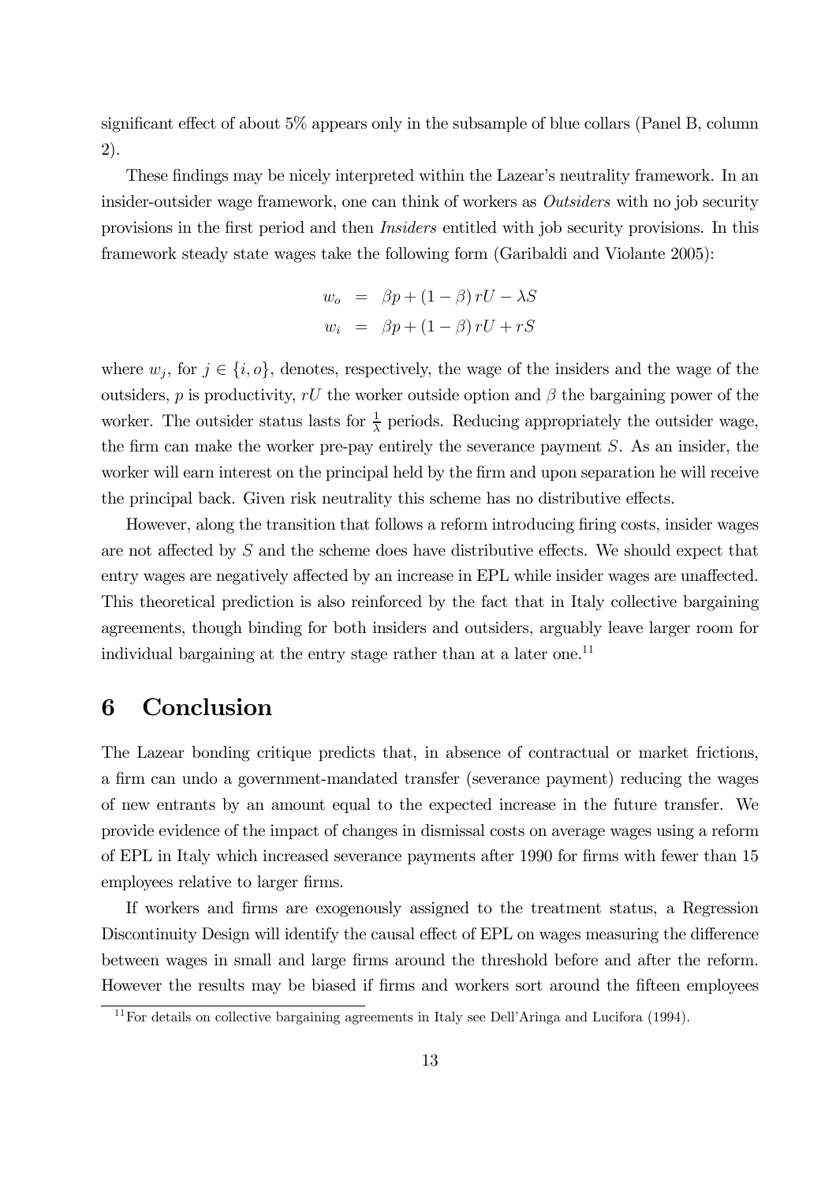significant effect of about 5% appears only in the subsample of blue collars (Panel B, column 2).

These findings may be nicely interpreted within the Lazear's neutrality framework. In an insider-outsider wage framework, one can think of workers as *Outsiders* with no job security provisions in the first period and then *Insiders* entitled with job security provisions. In this framework steady state wages take the following form (Garibaldi and Violante 2005):

$$\begin{aligned} w_o &= \beta p + (1-\beta) rU - \lambda S \\ w_i &= \beta p + (1-\beta) rU + rS \end{aligned}$$

where $w_j$, for $j \in \{i, o\}$, denotes, respectively, the wage of the insiders and the wage of the outsiders, $p$ is productivity, $rU$ the worker outside option and $\beta$ the bargaining power of the worker. The outsider status lasts for $\frac{1}{\lambda}$ periods. Reducing appropriately the outsider wage, the firm can make the worker pre-pay entirely the severance payment $S$. As an insider, the worker will earn interest on the principal held by the firm and upon separation he will receive the principal back. Given risk neutrality this scheme has no distributive effects.

However, along the transition that follows a reform introducing firing costs, insider wages are not affected by $S$ and the scheme does have distributive effects. We should expect that entry wages are negatively affected by an increase in EPL while insider wages are unaffected. This theoretical prediction is also reinforced by the fact that in Italy collective bargaining agreements, though binding for both insiders and outsiders, arguably leave larger room for individual bargaining at the entry stage rather than at a later one.[11]

# 6 Conclusion

The Lazear bonding critique predicts that, in absence of contractual or market frictions, a firm can undo a government-mandated transfer (severance payment) reducing the wages of new entrants by an amount equal to the expected increase in the future transfer. We provide evidence of the impact of changes in dismissal costs on average wages using a reform of EPL in Italy which increased severance payments after 1990 for firms with fewer than 15 employees relative to larger firms.

If workers and firms are exogenously assigned to the treatment status, a Regression Discontinuity Design will identify the causal effect of EPL on wages measuring the difference between wages in small and large firms around the threshold before and after the reform. However the results may be biased if firms and workers sort around the fifteen employees

[11] For details on collective bargaining agreements in Italy see Dell'Aringa and Lucifora (1994).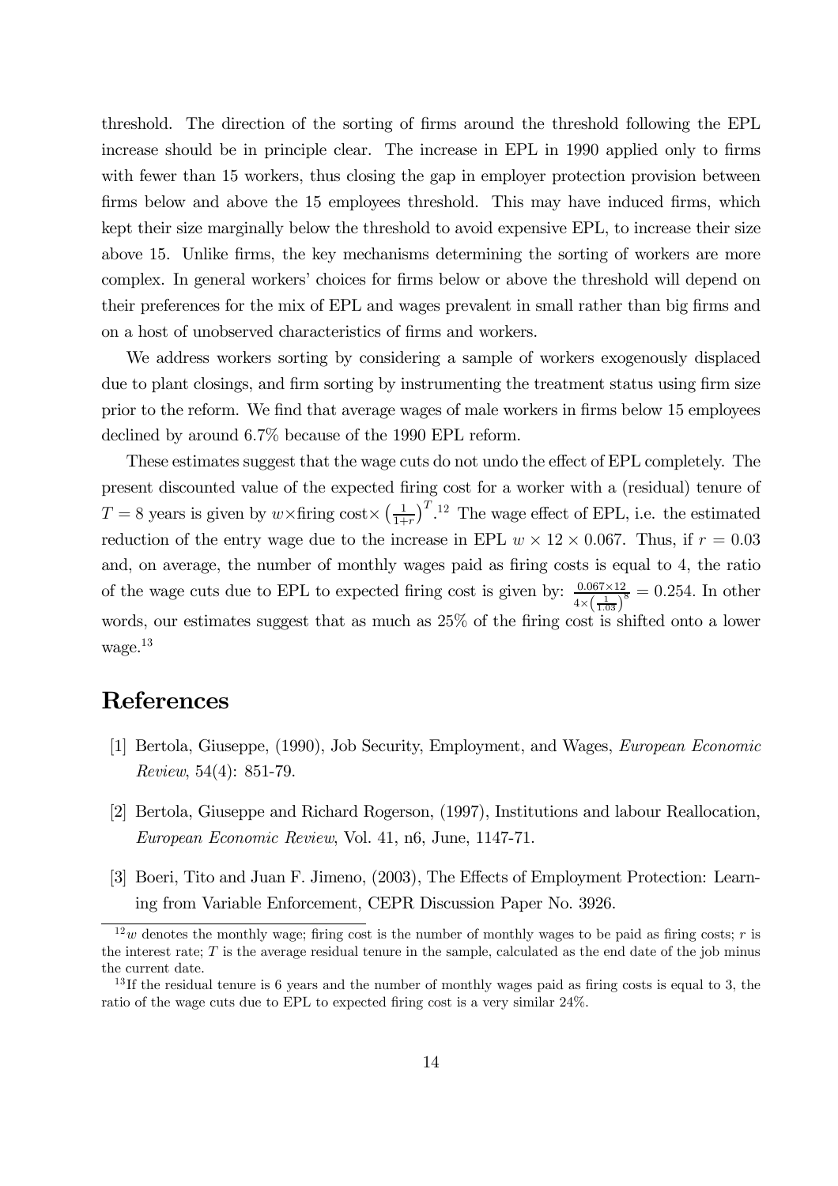threshold. The direction of the sorting of firms around the threshold following the EPL increase should be in principle clear. The increase in EPL in 1990 applied only to firms with fewer than 15 workers, thus closing the gap in employer protection provision between firms below and above the 15 employees threshold. This may have induced firms, which kept their size marginally below the threshold to avoid expensive EPL, to increase their size above 15. Unlike firms, the key mechanisms determining the sorting of workers are more complex. In general workers' choices for firms below or above the threshold will depend on their preferences for the mix of EPL and wages prevalent in small rather than big firms and on a host of unobserved characteristics of firms and workers.

We address workers sorting by considering a sample of workers exogenously displaced due to plant closings, and firm sorting by instrumenting the treatment status using firm size prior to the reform. We find that average wages of male workers in firms below 15 employees declined by around 6.7% because of the 1990 EPL reform.

These estimates suggest that the wage cuts do not undo the effect of EPL completely. The present discounted value of the expected firing cost for a worker with a (residual) tenure of $T = 8$ years is given by $w \times \text{firing cost} \times \left(\frac{1}{1+r}\right)^T$.[12] The wage effect of EPL, i.e. the estimated reduction of the entry wage due to the increase in EPL $w \times 12 \times 0.067$. Thus, if $r = 0.03$ and, on average, the number of monthly wages paid as firing costs is equal to 4, the ratio of the wage cuts due to EPL to expected firing cost is given by: $\frac{0.067 \times 12}{4 \times \left(\frac{1}{1.03}\right)^8} = 0.254$. In other words, our estimates suggest that as much as 25% of the firing cost is shifted onto a lower wage.[13]

# References

[1] Bertola, Giuseppe, (1990), Job Security, Employment, and Wages, *European Economic Review*, 54(4): 851-79.

[2] Bertola, Giuseppe and Richard Rogerson, (1997), Institutions and labour Reallocation, *European Economic Review*, Vol. 41, n6, June, 1147-71.

[3] Boeri, Tito and Juan F. Jimeno, (2003), The Effects of Employment Protection: Learning from Variable Enforcement, CEPR Discussion Paper No. 3926.

[12] $w$ denotes the monthly wage; firing cost is the number of monthly wages to be paid as firing costs; $r$ is the interest rate; $T$ is the average residual tenure in the sample, calculated as the end date of the job minus the current date.

[13] If the residual tenure is 6 years and the number of monthly wages paid as firing costs is equal to 3, the ratio of the wage cuts due to EPL to expected firing cost is a very similar 24%.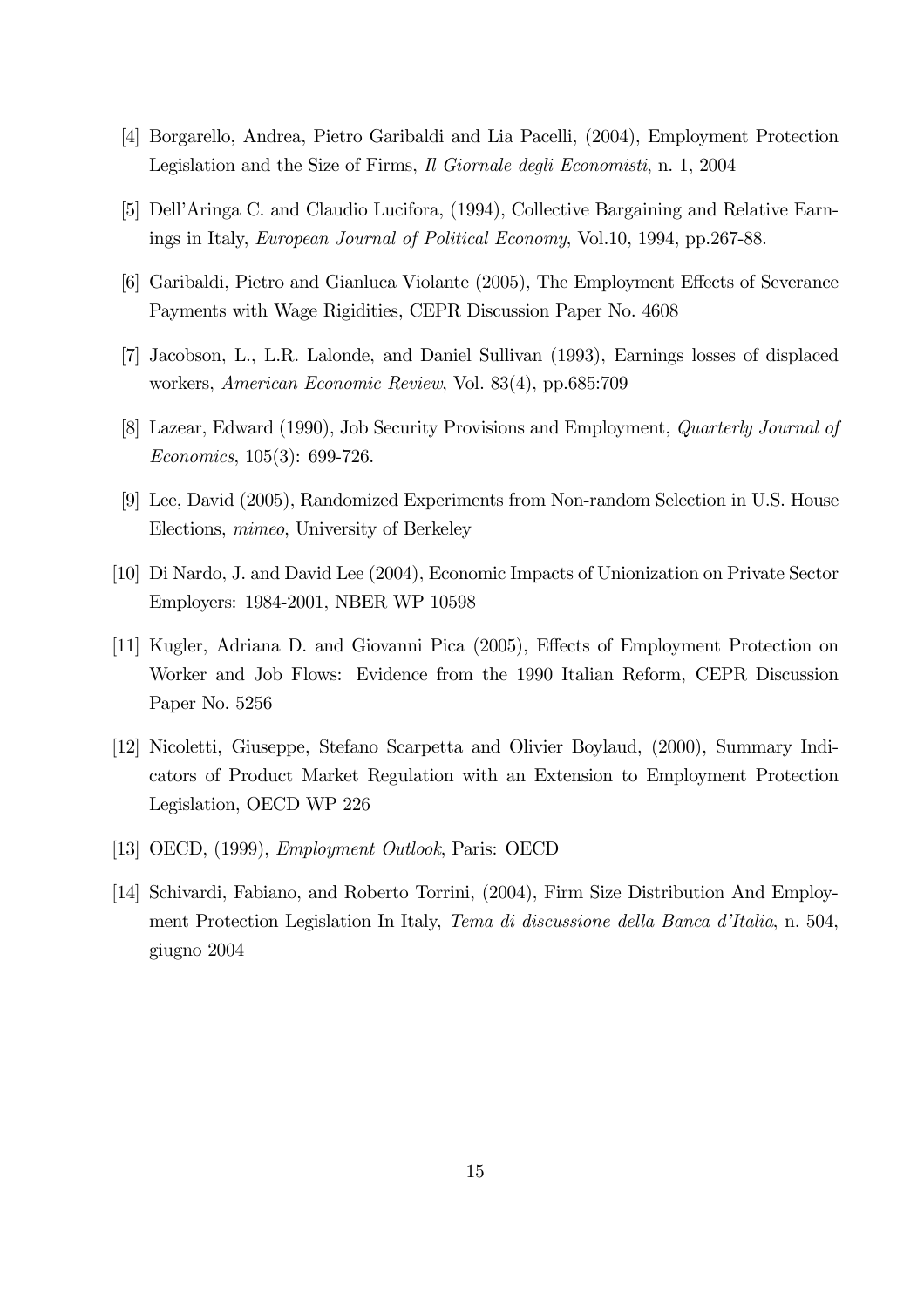[4] Borgarello, Andrea, Pietro Garibaldi and Lia Pacelli, (2004), Employment Protection Legislation and the Size of Firms, *Il Giornale degli Economisti*, n. 1, 2004

[5] Dell'Aringa C. and Claudio Lucifora, (1994), Collective Bargaining and Relative Earnings in Italy, *European Journal of Political Economy*, Vol.10, 1994, pp.267-88.

[6] Garibaldi, Pietro and Gianluca Violante (2005), The Employment Effects of Severance Payments with Wage Rigidities, CEPR Discussion Paper No. 4608

[7] Jacobson, L., L.R. Lalonde, and Daniel Sullivan (1993), Earnings losses of displaced workers, *American Economic Review*, Vol. 83(4), pp.685:709

[8] Lazear, Edward (1990), Job Security Provisions and Employment, *Quarterly Journal of Economics*, 105(3): 699-726.

[9] Lee, David (2005), Randomized Experiments from Non-random Selection in U.S. House Elections, *mimeo*, University of Berkeley

[10] Di Nardo, J. and David Lee (2004), Economic Impacts of Unionization on Private Sector Employers: 1984-2001, NBER WP 10598

[11] Kugler, Adriana D. and Giovanni Pica (2005), Effects of Employment Protection on Worker and Job Flows: Evidence from the 1990 Italian Reform, CEPR Discussion Paper No. 5256

[12] Nicoletti, Giuseppe, Stefano Scarpetta and Olivier Boylaud, (2000), Summary Indicators of Product Market Regulation with an Extension to Employment Protection Legislation, OECD WP 226

[13] OECD, (1999), *Employment Outlook*, Paris: OECD

[14] Schivardi, Fabiano, and Roberto Torrini, (2004), Firm Size Distribution And Employment Protection Legislation In Italy, *Tema di discussione della Banca d'Italia*, n. 504, giugno 2004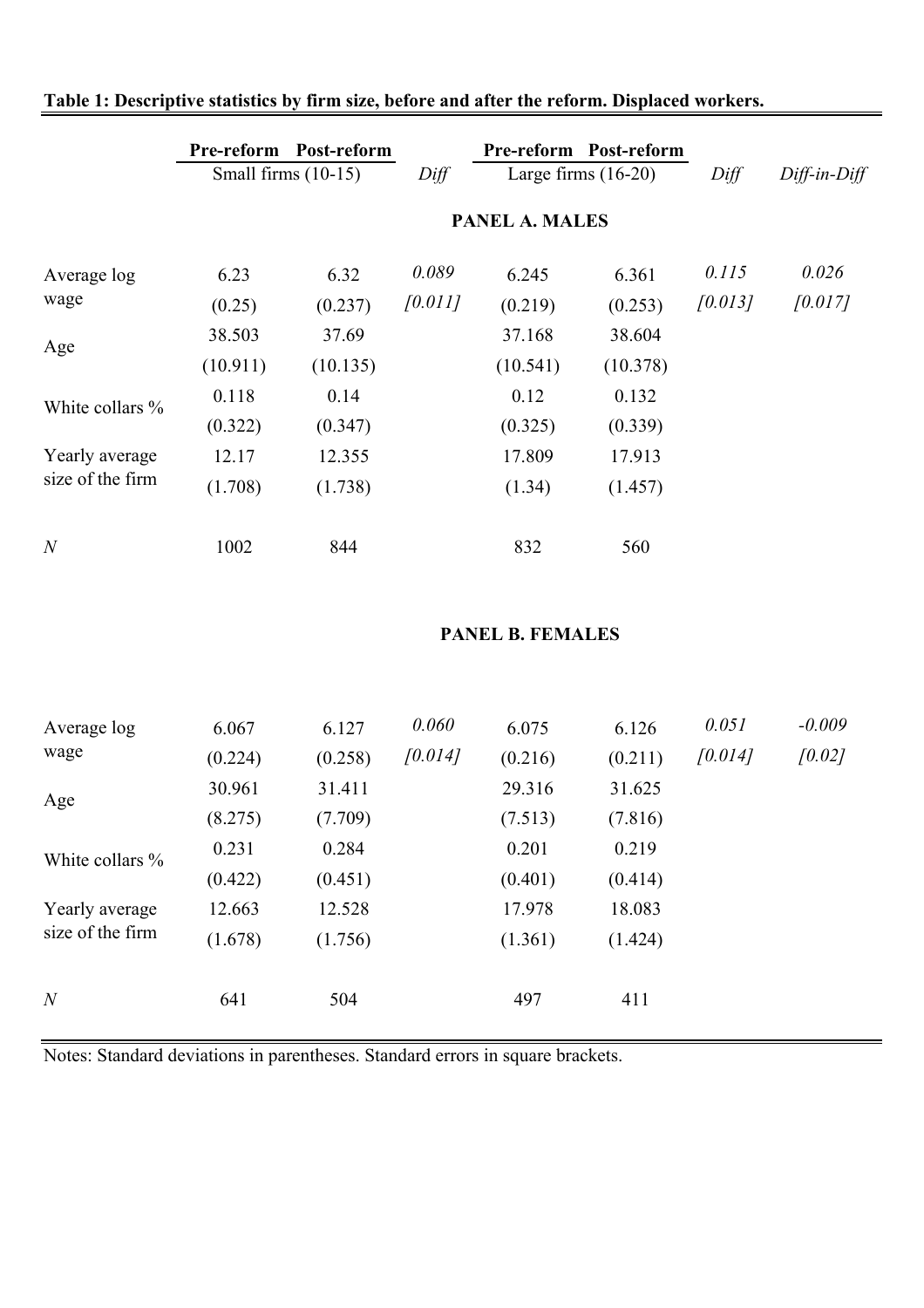**Table 1: Descriptive statistics by firm size, before and after the reform. Displaced workers.**

| | Pre-reform | Post-reform | | Pre-reform | Post-reform | | |
|---|---|---|---|---|---|---|---|
| | Small firms (10-15) | | *Diff* | Large firms (16-20) | | *Diff* | *Diff-in-Diff* |
| | | | | **PANEL A. MALES** | | | |
| Average log wage | 6.23 | 6.32 | *0.089* | 6.245 | 6.361 | *0.115* | *0.026* |
| | (0.25) | (0.237) | *[0.011]* | (0.219) | (0.253) | *[0.013]* | *[0.017]* |
| Age | 38.503 | 37.69 | | 37.168 | 38.604 | | |
| | (10.911) | (10.135) | | (10.541) | (10.378) | | |
| White collars % | 0.118 | 0.14 | | 0.12 | 0.132 | | |
| | (0.322) | (0.347) | | (0.325) | (0.339) | | |
| Yearly average size of the firm | 12.17 | 12.355 | | 17.809 | 17.913 | | |
| | (1.708) | (1.738) | | (1.34) | (1.457) | | |
| *N* | 1002 | 844 | | 832 | 560 | | |
| | | | | **PANEL B. FEMALES** | | | |
| Average log wage | 6.067 | 6.127 | *0.060* | 6.075 | 6.126 | *0.051* | *-0.009* |
| | (0.224) | (0.258) | *[0.014]* | (0.216) | (0.211) | *[0.014]* | *[0.02]* |
| Age | 30.961 | 31.411 | | 29.316 | 31.625 | | |
| | (8.275) | (7.709) | | (7.513) | (7.816) | | |
| White collars % | 0.231 | 0.284 | | 0.201 | 0.219 | | |
| | (0.422) | (0.451) | | (0.401) | (0.414) | | |
| Yearly average size of the firm | 12.663 | 12.528 | | 17.978 | 18.083 | | |
| | (1.678) | (1.756) | | (1.361) | (1.424) | | |
| *N* | 641 | 504 | | 497 | 411 | | |

Notes: Standard deviations in parentheses. Standard errors in square brackets.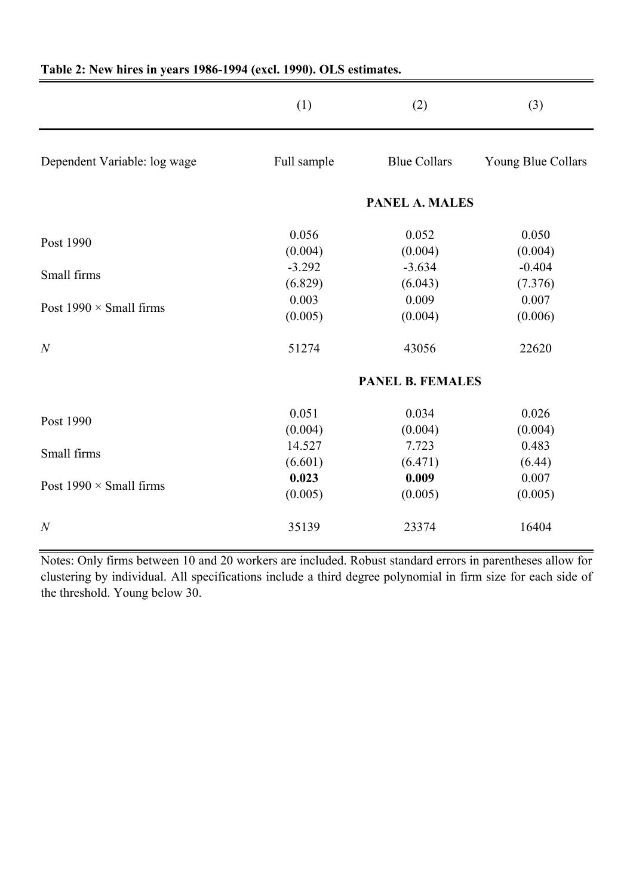**Table 2: New hires in years 1986-1994 (excl. 1990). OLS estimates.**

| | (1) | (2) | (3) |
|---|---|---|---|
| Dependent Variable: log wage | Full sample | Blue Collars | Young Blue Collars |
| | | **PANEL A. MALES** | |
| Post 1990 | 0.056 | 0.052 | 0.050 |
| | (0.004) | (0.004) | (0.004) |
| Small firms | -3.292 | -3.634 | -0.404 |
| | (6.829) | (6.043) | (7.376) |
| Post 1990 × Small firms | 0.003 | 0.009 | 0.007 |
| | (0.005) | (0.004) | (0.006) |
| *N* | 51274 | 43056 | 22620 |
| | | **PANEL B. FEMALES** | |
| Post 1990 | 0.051 | 0.034 | 0.026 |
| | (0.004) | (0.004) | (0.004) |
| Small firms | 14.527 | 7.723 | 0.483 |
| | (6.601) | (6.471) | (6.44) |
| Post 1990 × Small firms | **0.023** | **0.009** | 0.007 |
| | (0.005) | (0.005) | (0.005) |
| *N* | 35139 | 23374 | 16404 |

Notes: Only firms between 10 and 20 workers are included. Robust standard errors in parentheses allow for clustering by individual. All specifications include a third degree polynomial in firm size for each side of the threshold. Young below 30.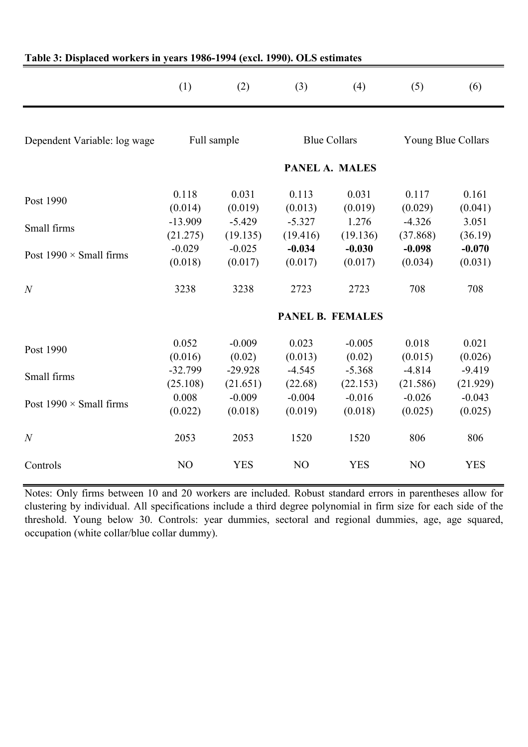**Table 3: Displaced workers in years 1986-1994 (excl. 1990). OLS estimates**

| | (1) | (2) | (3) | (4) | (5) | (6) |
|---|---|---|---|---|---|---|
| Dependent Variable: log wage | Full sample | | Blue Collars | | Young Blue Collars | |
| | | | **PANEL A. MALES** | | | |
| Post 1990 | 0.118 | 0.031 | 0.113 | 0.031 | 0.117 | 0.161 |
| | (0.014) | (0.019) | (0.013) | (0.019) | (0.029) | (0.041) |
| Small firms | -13.909 | -5.429 | -5.327 | 1.276 | -4.326 | 3.051 |
| | (21.275) | (19.135) | (19.416) | (19.136) | (37.868) | (36.19) |
| Post 1990 × Small firms | -0.029 | -0.025 | **-0.034** | **-0.030** | **-0.098** | **-0.070** |
| | (0.018) | (0.017) | (0.017) | (0.017) | (0.034) | (0.031) |
| $N$ | 3238 | 3238 | 2723 | 2723 | 708 | 708 |
| | | | **PANEL B. FEMALES** | | | |
| Post 1990 | 0.052 | -0.009 | 0.023 | -0.005 | 0.018 | 0.021 |
| | (0.016) | (0.02) | (0.013) | (0.02) | (0.015) | (0.026) |
| Small firms | -32.799 | -29.928 | -4.545 | -5.368 | -4.814 | -9.419 |
| | (25.108) | (21.651) | (22.68) | (22.153) | (21.586) | (21.929) |
| Post 1990 × Small firms | 0.008 | -0.009 | -0.004 | -0.016 | -0.026 | -0.043 |
| | (0.022) | (0.018) | (0.019) | (0.018) | (0.025) | (0.025) |
| $N$ | 2053 | 2053 | 1520 | 1520 | 806 | 806 |
| Controls | NO | YES | NO | YES | NO | YES |

Notes: Only firms between 10 and 20 workers are included. Robust standard errors in parentheses allow for clustering by individual. All specifications include a third degree polynomial in firm size for each side of the threshold. Young below 30. Controls: year dummies, sectoral and regional dummies, age, age squared, occupation (white collar/blue collar dummy).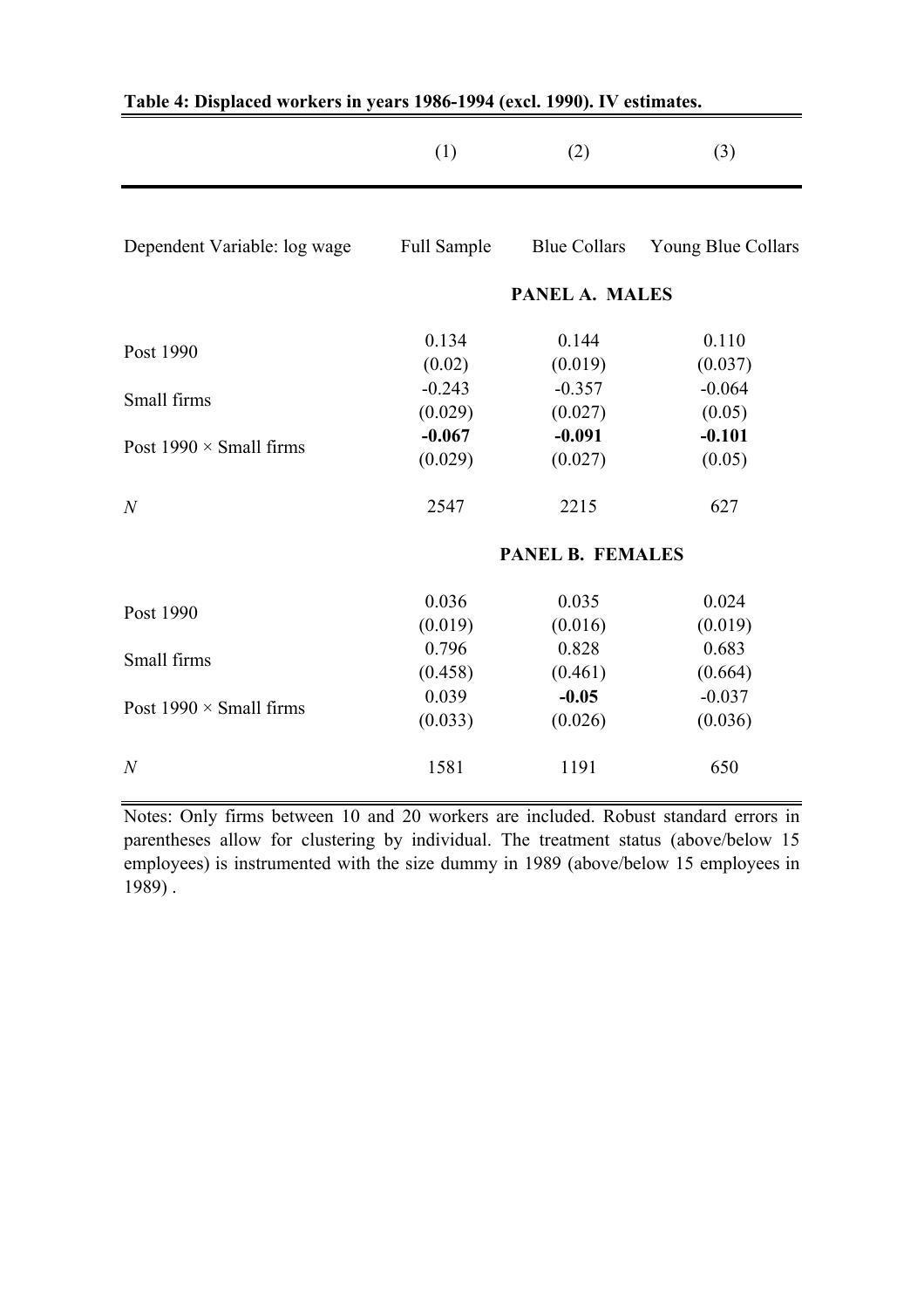**Table 4: Displaced workers in years 1986-1994 (excl. 1990). IV estimates.**

| | (1) | (2) | (3) |
|---|---|---|---|
| Dependent Variable: log wage | Full Sample | Blue Collars | Young Blue Collars |
| | | **PANEL A. MALES** | |
| Post 1990 | 0.134 | 0.144 | 0.110 |
| | (0.02) | (0.019) | (0.037) |
| Small firms | -0.243 | -0.357 | -0.064 |
| | (0.029) | (0.027) | (0.05) |
| Post 1990 × Small firms | **-0.067** | **-0.091** | **-0.101** |
| | (0.029) | (0.027) | (0.05) |
| *N* | 2547 | 2215 | 627 |
| | | **PANEL B. FEMALES** | |
| Post 1990 | 0.036 | 0.035 | 0.024 |
| | (0.019) | (0.016) | (0.019) |
| Small firms | 0.796 | 0.828 | 0.683 |
| | (0.458) | (0.461) | (0.664) |
| Post 1990 × Small firms | 0.039 | **-0.05** | -0.037 |
| | (0.033) | (0.026) | (0.036) |
| *N* | 1581 | 1191 | 650 |

Notes: Only firms between 10 and 20 workers are included. Robust standard errors in parentheses allow for clustering by individual. The treatment status (above/below 15 employees) is instrumented with the size dummy in 1989 (above/below 15 employees in 1989) .